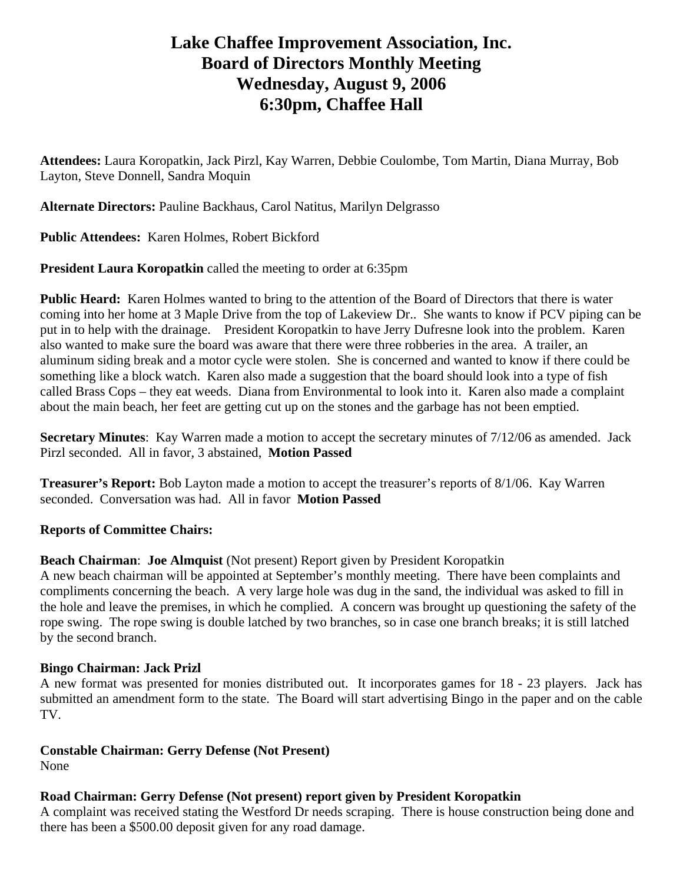# Lake Chaffee Improvement Association, Inc.
# Board of Directors Monthly Meeting
# Wednesday, August 9, 2006
# 6:30pm, Chaffee Hall

**Attendees:** Laura Koropatkin, Jack Pirzl, Kay Warren, Debbie Coulombe, Tom Martin, Diana Murray, Bob Layton, Steve Donnell, Sandra Moquin

**Alternate Directors:** Pauline Backhaus, Carol Natitus, Marilyn Delgrasso

**Public Attendees:** Karen Holmes, Robert Bickford

**President Laura Koropatkin** called the meeting to order at 6:35pm

**Public Heard:** Karen Holmes wanted to bring to the attention of the Board of Directors that there is water coming into her home at 3 Maple Drive from the top of Lakeview Dr.. She wants to know if PCV piping can be put in to help with the drainage. President Koropatkin to have Jerry Dufresne look into the problem. Karen also wanted to make sure the board was aware that there were three robberies in the area. A trailer, an aluminum siding break and a motor cycle were stolen. She is concerned and wanted to know if there could be something like a block watch. Karen also made a suggestion that the board should look into a type of fish called Brass Cops – they eat weeds. Diana from Environmental to look into it. Karen also made a complaint about the main beach, her feet are getting cut up on the stones and the garbage has not been emptied.

**Secretary Minutes**: Kay Warren made a motion to accept the secretary minutes of 7/12/06 as amended. Jack Pirzl seconded. All in favor, 3 abstained, **Motion Passed**

**Treasurer's Report:** Bob Layton made a motion to accept the treasurer's reports of 8/1/06. Kay Warren seconded. Conversation was had. All in favor **Motion Passed**

**Reports of Committee Chairs:**

**Beach Chairman**: **Joe Almquist** (Not present) Report given by President Koropatkin
A new beach chairman will be appointed at September's monthly meeting. There have been complaints and compliments concerning the beach. A very large hole was dug in the sand, the individual was asked to fill in the hole and leave the premises, in which he complied. A concern was brought up questioning the safety of the rope swing. The rope swing is double latched by two branches, so in case one branch breaks; it is still latched by the second branch.

**Bingo Chairman: Jack Prizl**
A new format was presented for monies distributed out. It incorporates games for 18 - 23 players. Jack has submitted an amendment form to the state. The Board will start advertising Bingo in the paper and on the cable TV.

**Constable Chairman: Gerry Defense (Not Present)**
None

**Road Chairman: Gerry Defense (Not present) report given by President Koropatkin**
A complaint was received stating the Westford Dr needs scraping. There is house construction being done and there has been a $500.00 deposit given for any road damage.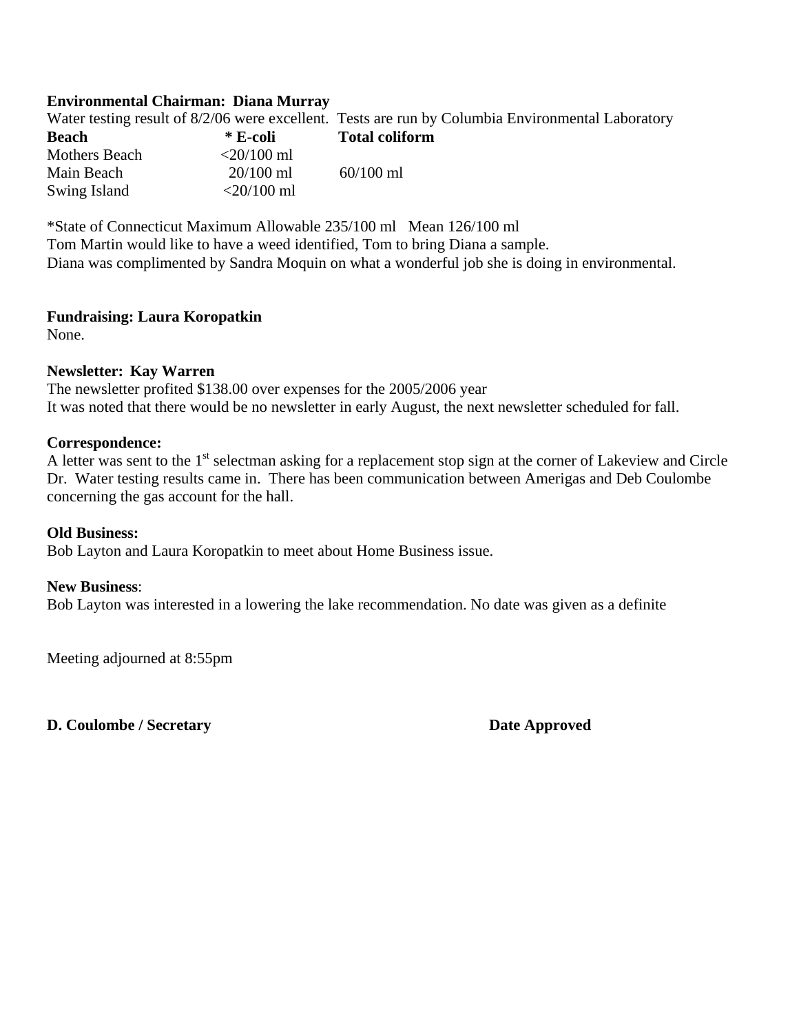**Environmental Chairman: Diana Murray**

Water testing result of 8/2/06 were excellent. Tests are run by Columbia Environmental Laboratory

| Beach | * E-coli | Total coliform |
|---|---|---|
| Mothers Beach | <20/100 ml | |
| Main Beach | 20/100 ml | 60/100 ml |
| Swing Island | <20/100 ml | |

*State of Connecticut Maximum Allowable 235/100 ml Mean 126/100 ml

Tom Martin would like to have a weed identified, Tom to bring Diana a sample.

Diana was complimented by Sandra Moquin on what a wonderful job she is doing in environmental.

**Fundraising: Laura Koropatkin**

None.

**Newsletter: Kay Warren**

The newsletter profited $138.00 over expenses for the 2005/2006 year

It was noted that there would be no newsletter in early August, the next newsletter scheduled for fall.

**Correspondence:**

A letter was sent to the 1st selectman asking for a replacement stop sign at the corner of Lakeview and Circle Dr. Water testing results came in. There has been communication between Amerigas and Deb Coulombe concerning the gas account for the hall.

**Old Business:**

Bob Layton and Laura Koropatkin to meet about Home Business issue.

**New Business**:

Bob Layton was interested in a lowering the lake recommendation. No date was given as a definite

Meeting adjourned at 8:55pm

**D. Coulombe / Secretary** **Date Approved**